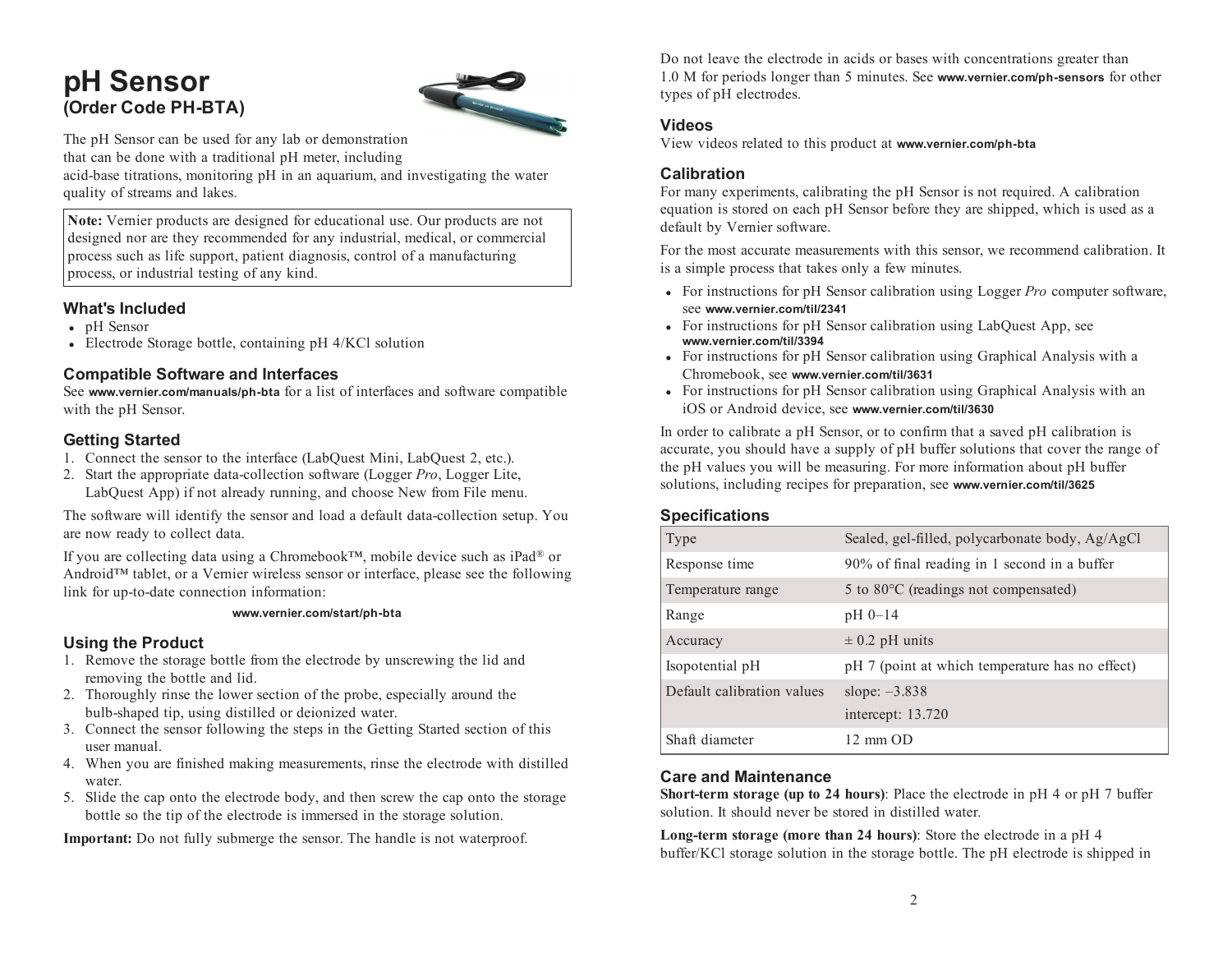# pH Sensor
## (Order Code PH-BTA)

The pH Sensor can be used for any lab or demonstration that can be done with a traditional pH meter, including acid-base titrations, monitoring pH in an aquarium, and investigating the water quality of streams and lakes.

**Note:** Vernier products are designed for educational use. Our products are not designed nor are they recommended for any industrial, medical, or commercial process such as life support, patient diagnosis, control of a manufacturing process, or industrial testing of any kind.

### What's Included

- pH Sensor
- Electrode Storage bottle, containing pH 4/KCl solution

### Compatible Software and Interfaces

See **www.vernier.com/manuals/ph-bta** for a list of interfaces and software compatible with the pH Sensor.

### Getting Started

1. Connect the sensor to the interface (LabQuest Mini, LabQuest 2, etc.).
2. Start the appropriate data-collection software (Logger *Pro*, Logger Lite, LabQuest App) if not already running, and choose New from File menu.

The software will identify the sensor and load a default data-collection setup. You are now ready to collect data.

If you are collecting data using a Chromebook™, mobile device such as iPad® or Android™ tablet, or a Vernier wireless sensor or interface, please see the following link for up-to-date connection information:

**www.vernier.com/start/ph-bta**

### Using the Product

1. Remove the storage bottle from the electrode by unscrewing the lid and removing the bottle and lid.
2. Thoroughly rinse the lower section of the probe, especially around the bulb-shaped tip, using distilled or deionized water.
3. Connect the sensor following the steps in the Getting Started section of this user manual.
4. When you are finished making measurements, rinse the electrode with distilled water.
5. Slide the cap onto the electrode body, and then screw the cap onto the storage bottle so the tip of the electrode is immersed in the storage solution.

**Important:** Do not fully submerge the sensor. The handle is not waterproof.

Do not leave the electrode in acids or bases with concentrations greater than 1.0 M for periods longer than 5 minutes. See **www.vernier.com/ph-sensors** for other types of pH electrodes.

### Videos

View videos related to this product at **www.vernier.com/ph-bta**

### Calibration

For many experiments, calibrating the pH Sensor is not required. A calibration equation is stored on each pH Sensor before they are shipped, which is used as a default by Vernier software.

For the most accurate measurements with this sensor, we recommend calibration. It is a simple process that takes only a few minutes.

- For instructions for pH Sensor calibration using Logger *Pro* computer software, see **www.vernier.com/til/2341**
- For instructions for pH Sensor calibration using LabQuest App, see **www.vernier.com/til/3394**
- For instructions for pH Sensor calibration using Graphical Analysis with a Chromebook, see **www.vernier.com/til/3631**
- For instructions for pH Sensor calibration using Graphical Analysis with an iOS or Android device, see **www.vernier.com/til/3630**

In order to calibrate a pH Sensor, or to confirm that a saved pH calibration is accurate, you should have a supply of pH buffer solutions that cover the range of the pH values you will be measuring. For more information about pH buffer solutions, including recipes for preparation, see **www.vernier.com/til/3625**

### Specifications

| Type | Sealed, gel-filled, polycarbonate body, Ag/AgCl |
|---|---|
| Response time | 90% of final reading in 1 second in a buffer |
| Temperature range | 5 to 80°C (readings not compensated) |
| Range | pH 0–14 |
| Accuracy | ± 0.2 pH units |
| Isopotential pH | pH 7 (point at which temperature has no effect) |
| Default calibration values | slope: –3.838<br>intercept: 13.720 |
| Shaft diameter | 12 mm OD |

### Care and Maintenance

**Short-term storage (up to 24 hours)**: Place the electrode in pH 4 or pH 7 buffer solution. It should never be stored in distilled water.

**Long-term storage (more than 24 hours)**: Store the electrode in a pH 4 buffer/KCl storage solution in the storage bottle. The pH electrode is shipped in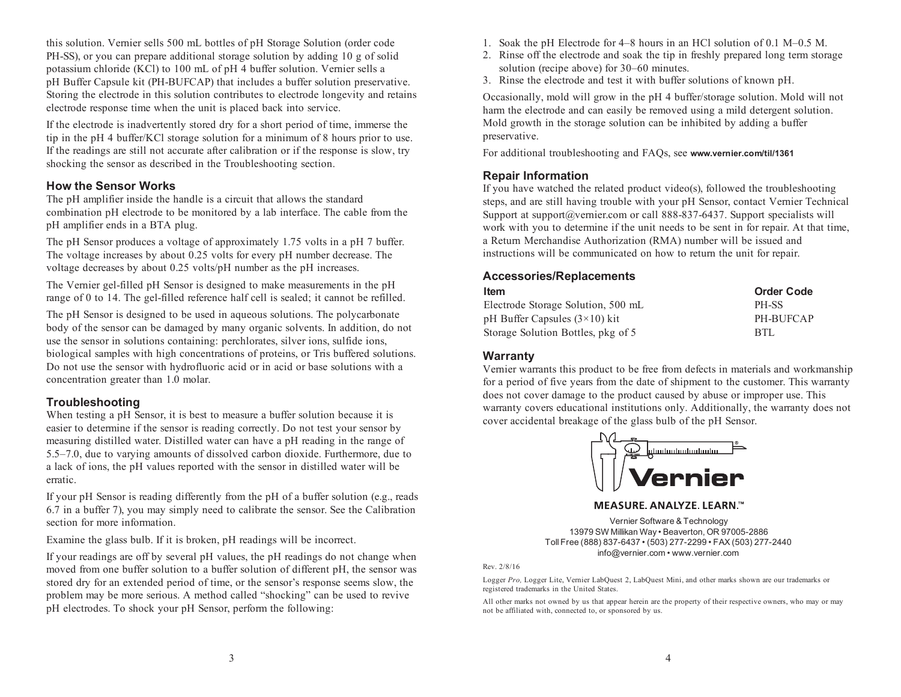this solution. Vernier sells 500 mL bottles of pH Storage Solution (order code PH-SS), or you can prepare additional storage solution by adding 10 g of solid potassium chloride (KCl) to 100 mL of pH 4 buffer solution. Vernier sells a pH Buffer Capsule kit (PH-BUFCAP) that includes a buffer solution preservative. Storing the electrode in this solution contributes to electrode longevity and retains electrode response time when the unit is placed back into service.

If the electrode is inadvertently stored dry for a short period of time, immerse the tip in the pH 4 buffer/KCl storage solution for a minimum of 8 hours prior to use. If the readings are still not accurate after calibration or if the response is slow, try shocking the sensor as described in the Troubleshooting section.

## How the Sensor Works

The pH amplifier inside the handle is a circuit that allows the standard combination pH electrode to be monitored by a lab interface. The cable from the pH amplifier ends in a BTA plug.

The pH Sensor produces a voltage of approximately 1.75 volts in a pH 7 buffer. The voltage increases by about 0.25 volts for every pH number decrease. The voltage decreases by about 0.25 volts/pH number as the pH increases.

The Vernier gel-filled pH Sensor is designed to make measurements in the pH range of 0 to 14. The gel-filled reference half cell is sealed; it cannot be refilled.

The pH Sensor is designed to be used in aqueous solutions. The polycarbonate body of the sensor can be damaged by many organic solvents. In addition, do not use the sensor in solutions containing: perchlorates, silver ions, sulfide ions, biological samples with high concentrations of proteins, or Tris buffered solutions. Do not use the sensor with hydrofluoric acid or in acid or base solutions with a concentration greater than 1.0 molar.

## Troubleshooting

When testing a pH Sensor, it is best to measure a buffer solution because it is easier to determine if the sensor is reading correctly. Do not test your sensor by measuring distilled water. Distilled water can have a pH reading in the range of 5.5–7.0, due to varying amounts of dissolved carbon dioxide. Furthermore, due to a lack of ions, the pH values reported with the sensor in distilled water will be erratic.

If your pH Sensor is reading differently from the pH of a buffer solution (e.g., reads 6.7 in a buffer 7), you may simply need to calibrate the sensor. See the Calibration section for more information.

Examine the glass bulb. If it is broken, pH readings will be incorrect.

If your readings are off by several pH values, the pH readings do not change when moved from one buffer solution to a buffer solution of different pH, the sensor was stored dry for an extended period of time, or the sensor's response seems slow, the problem may be more serious. A method called "shocking" can be used to revive pH electrodes. To shock your pH Sensor, perform the following:

1. Soak the pH Electrode for 4–8 hours in an HCl solution of 0.1 M–0.5 M.
2. Rinse off the electrode and soak the tip in freshly prepared long term storage solution (recipe above) for 30–60 minutes.
3. Rinse the electrode and test it with buffer solutions of known pH.

Occasionally, mold will grow in the pH 4 buffer/storage solution. Mold will not harm the electrode and can easily be removed using a mild detergent solution. Mold growth in the storage solution can be inhibited by adding a buffer preservative.

For additional troubleshooting and FAQs, see www.vernier.com/til/1361

## Repair Information

If you have watched the related product video(s), followed the troubleshooting steps, and are still having trouble with your pH Sensor, contact Vernier Technical Support at support@vernier.com or call 888-837-6437. Support specialists will work with you to determine if the unit needs to be sent in for repair. At that time, a Return Merchandise Authorization (RMA) number will be issued and instructions will be communicated on how to return the unit for repair.

## Accessories/Replacements

| Item | Order Code |
|---|---|
| Electrode Storage Solution, 500 mL | PH-SS |
| pH Buffer Capsules (3×10) kit | PH-BUFCAP |
| Storage Solution Bottles, pkg of 5 | BTL |

## Warranty

Vernier warrants this product to be free from defects in materials and workmanship for a period of five years from the date of shipment to the customer. This warranty does not cover damage to the product caused by abuse or improper use. This warranty covers educational institutions only. Additionally, the warranty does not cover accidental breakage of the glass bulb of the pH Sensor.

Vernier

MEASURE. ANALYZE. LEARN.™

Vernier Software & Technology
13979 SW Millikan Way • Beaverton, OR 97005-2886
Toll Free (888) 837-6437 • (503) 277-2299 • FAX (503) 277-2440
info@vernier.com • www.vernier.com

Rev. 2/8/16

Logger *Pro,* Logger Lite, Vernier LabQuest 2, LabQuest Mini, and other marks shown are our trademarks or registered trademarks in the United States.

All other marks not owned by us that appear herein are the property of their respective owners, who may or may not be affiliated with, connected to, or sponsored by us.